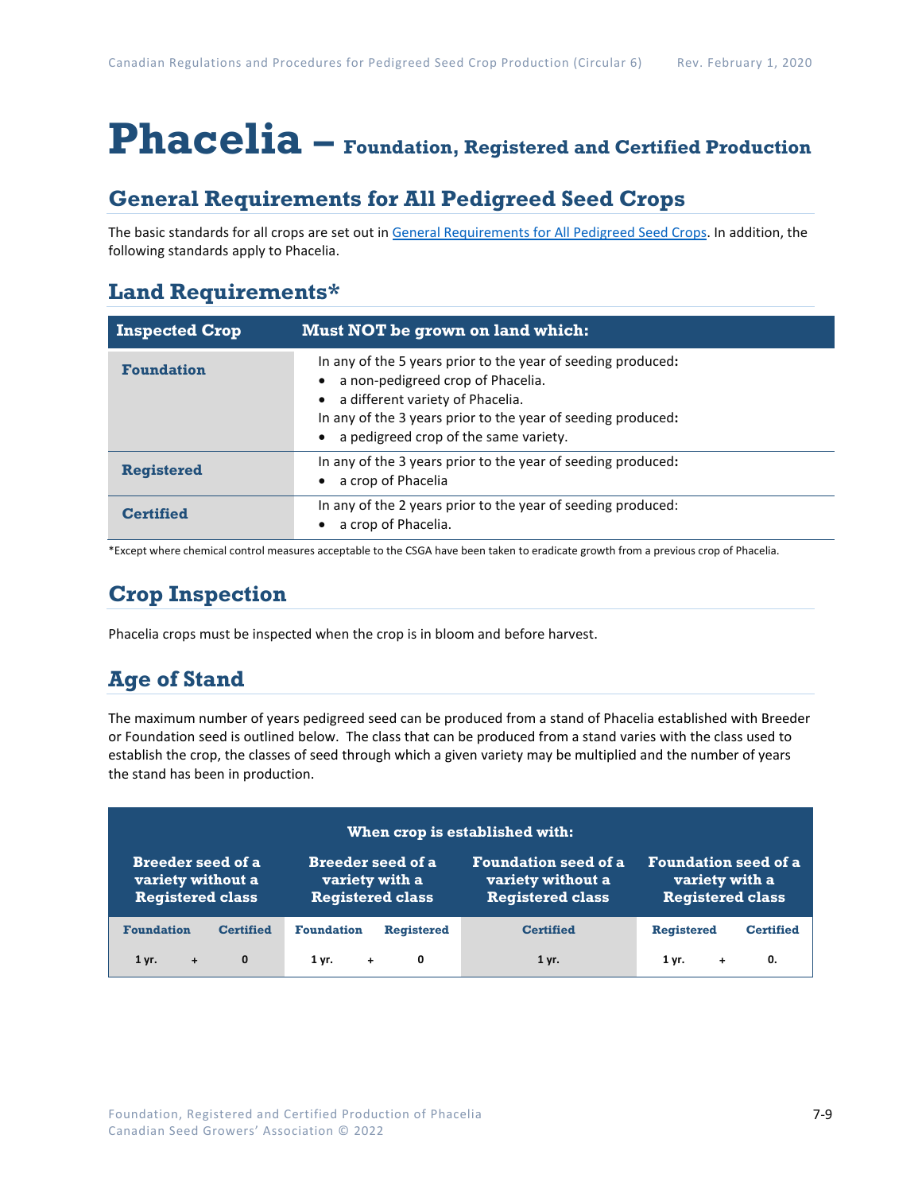# Phacelia – Foundation, Registered and Certified Production

## General Requirements for All Pedigreed Seed Crops

The basic standards for all crops are set out in General Requirements for All Pedigreed Seed Crops. In addition, the following standards apply to Phacelia.

## Land Requirements*

| Inspected Crop | Must NOT be grown on land which: |
|---|---|
| **Foundation** | In any of the 5 years prior to the year of seeding produced:<br>• a non-pedigreed crop of Phacelia.<br>• a different variety of Phacelia.<br>In any of the 3 years prior to the year of seeding produced:<br>• a pedigreed crop of the same variety. |
| **Registered** | In any of the 3 years prior to the year of seeding produced:<br>• a crop of Phacelia |
| **Certified** | In any of the 2 years prior to the year of seeding produced:<br>• a crop of Phacelia. |

*Except where chemical control measures acceptable to the CSGA have been taken to eradicate growth from a previous crop of Phacelia.

## Crop Inspection

Phacelia crops must be inspected when the crop is in bloom and before harvest.

## Age of Stand

The maximum number of years pedigreed seed can be produced from a stand of Phacelia established with Breeder or Foundation seed is outlined below. The class that can be produced from a stand varies with the class used to establish the crop, the classes of seed through which a given variety may be multiplied and the number of years the stand has been in production.

| When crop is established with: | | | | | | |
|---|---|---|---|---|---|---|
| **Breeder seed of a variety without a Registered class** | | **Breeder seed of a variety with a Registered class** | | **Foundation seed of a variety without a Registered class** | **Foundation seed of a variety with a Registered class** | |
| **Foundation** | **Certified** | **Foundation** | **Registered** | **Certified** | **Registered** | **Certified** |
| 1 yr. + | 0 | 1 yr. + | 0 | 1 yr. | 1 yr. + | 0. |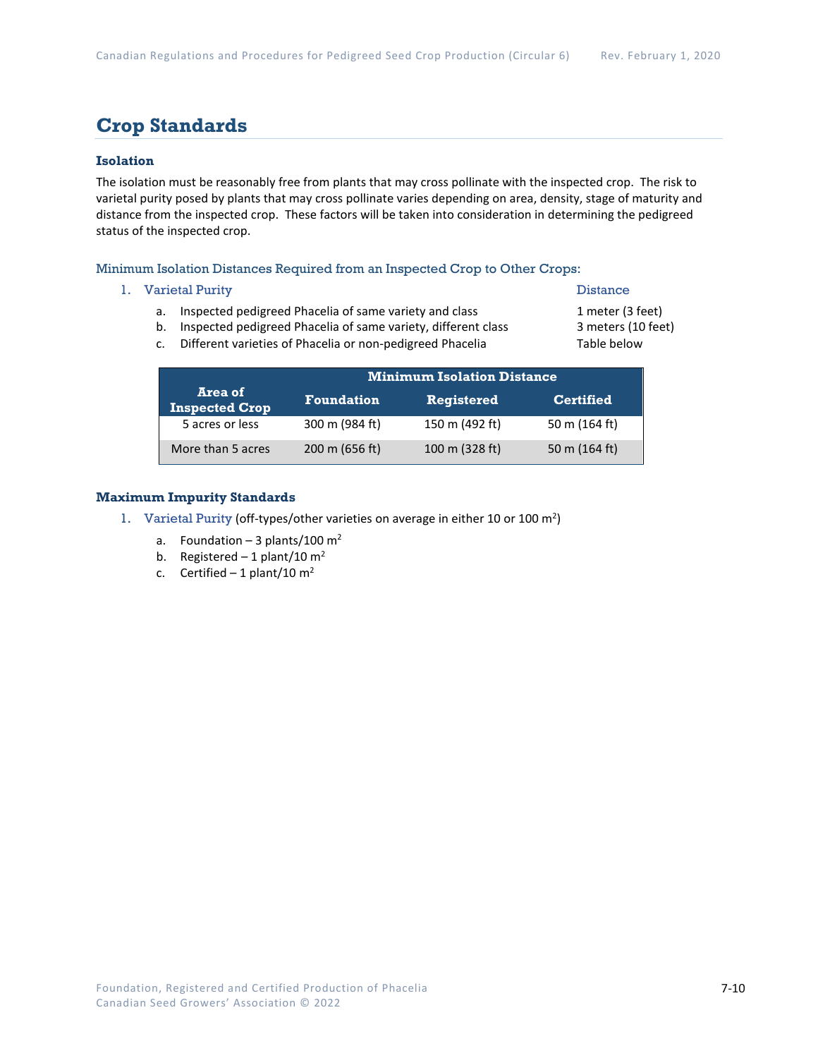## Crop Standards

### Isolation

The isolation must be reasonably free from plants that may cross pollinate with the inspected crop. The risk to varietal purity posed by plants that may cross pollinate varies depending on area, density, stage of maturity and distance from the inspected crop. These factors will be taken into consideration in determining the pedigreed status of the inspected crop.

#### Minimum Isolation Distances Required from an Inspected Crop to Other Crops:

1. Varietal Purity — Distance

   a. Inspected pedigreed Phacelia of same variety and class — 1 meter (3 feet)
   b. Inspected pedigreed Phacelia of same variety, different class — 3 meters (10 feet)
   c. Different varieties of Phacelia or non-pedigreed Phacelia — Table below

| Area of Inspected Crop | Minimum Isolation Distance | | |
|---|---|---|---|
| | Foundation | Registered | Certified |
| 5 acres or less | 300 m (984 ft) | 150 m (492 ft) | 50 m (164 ft) |
| More than 5 acres | 200 m (656 ft) | 100 m (328 ft) | 50 m (164 ft) |

### Maximum Impurity Standards

1. Varietal Purity (off-types/other varieties on average in either 10 or 100 $m^2$)

   a. Foundation – 3 plants/100 $m^2$
   b. Registered – 1 plant/10 $m^2$
   c. Certified – 1 plant/10 $m^2$